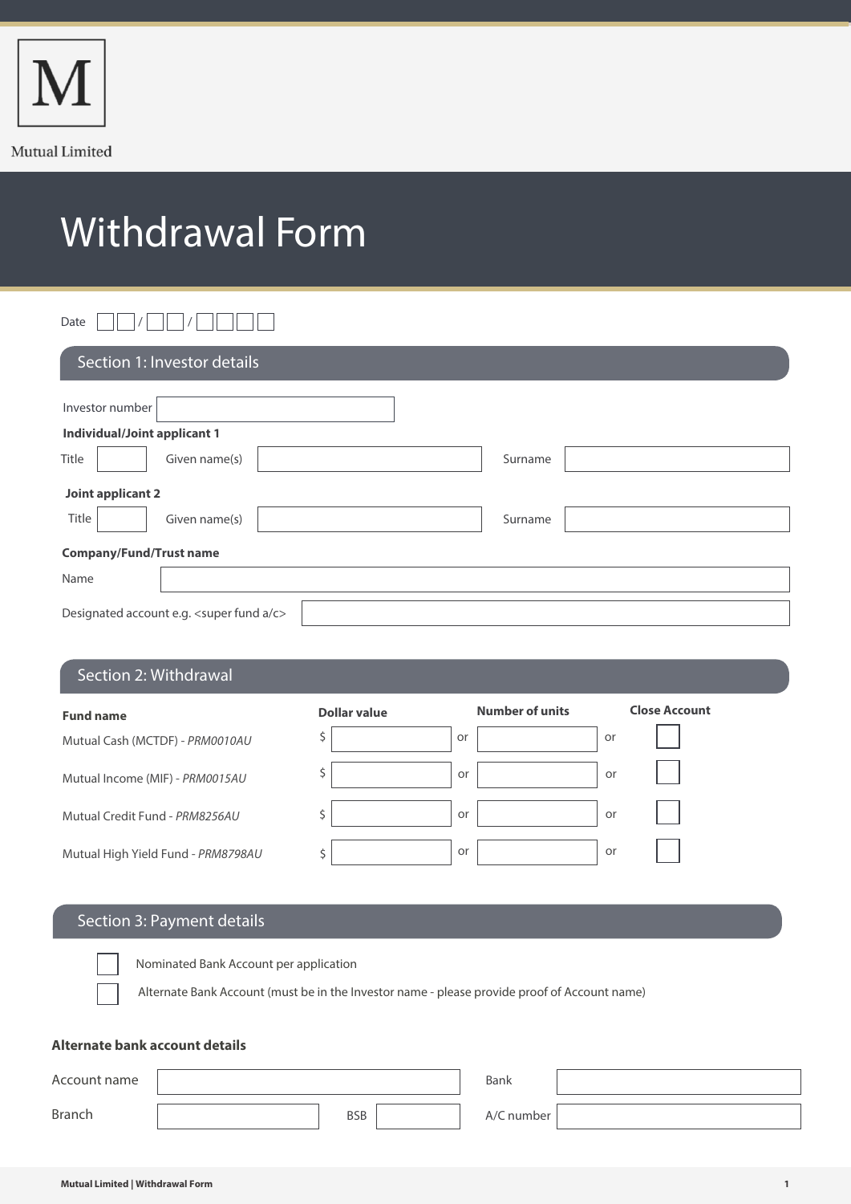Mutual Limited

# Withdrawal Form

Date __ __ / __ __ / __ __ __ __

## Section 1: Investor details

Investor number

**Individual/Joint applicant 1**

Title | Given name(s) | Surname

**Joint applicant 2**

Title | Given name(s) | Surname

**Company/Fund/Trust name**

Name

Designated account e.g. <super fund a/c>

## Section 2: Withdrawal

| Fund name | Dollar value | | Number of units | | Close Account |
|---|---|---|---|---|---|
| Mutual Cash (MCTDF) - *PRM0010AU* | $ | or | | or | ☐ |
| Mutual Income (MIF) - *PRM0015AU* | $ | or | | or | ☐ |
| Mutual Credit Fund - *PRM8256AU* | $ | or | | or | ☐ |
| Mutual High Yield Fund - *PRM8798AU* | $ | or | | or | ☐ |

## Section 3: Payment details

☐ Nominated Bank Account per application

☐ Alternate Bank Account (must be in the Investor name - please provide proof of Account name)

**Alternate bank account details**

Account name | Bank

Branch | BSB | A/C number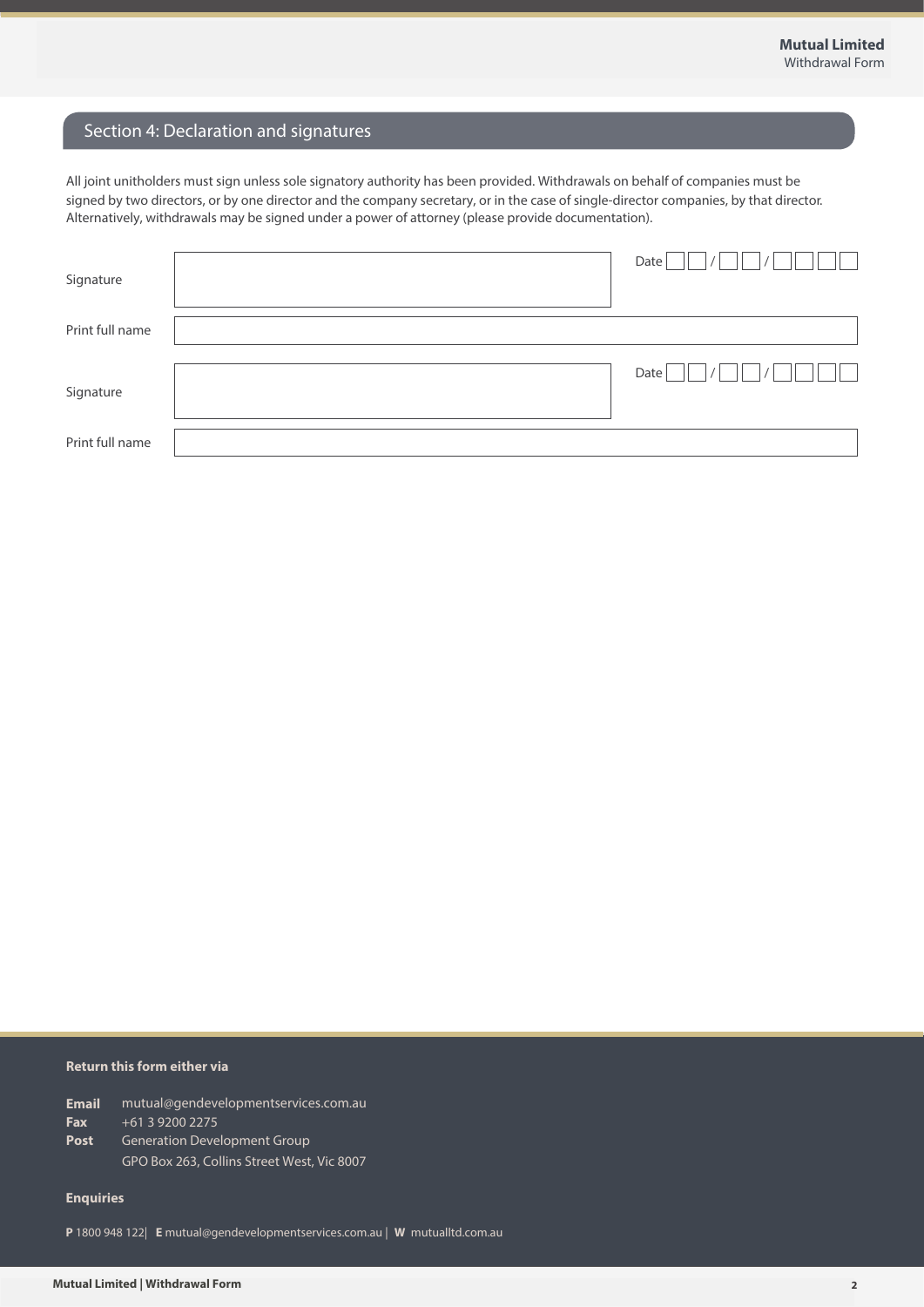## Section 4: Declaration and signatures

All joint unitholders must sign unless sole signatory authority has been provided. Withdrawals on behalf of companies must be signed by two directors, or by one director and the company secretary, or in the case of single-director companies, by that director. Alternatively, withdrawals may be signed under a power of attorney (please provide documentation).

| | | |
|---|---|---|
| Signature | | Date __ __ / __ __ / __ __ __ __ |
| Print full name | | |
| Signature | | Date __ __ / __ __ / __ __ __ __ |
| Print full name | | |

**Return this form either via**

**Email** mutual@gendevelopmentservices.com.au
**Fax** +61 3 9200 2275
**Post** Generation Development Group
GPO Box 263, Collins Street West, Vic 8007

**Enquiries**

**P** 1800 948 122| **E** mutual@gendevelopmentservices.com.au | **W** mutualltd.com.au